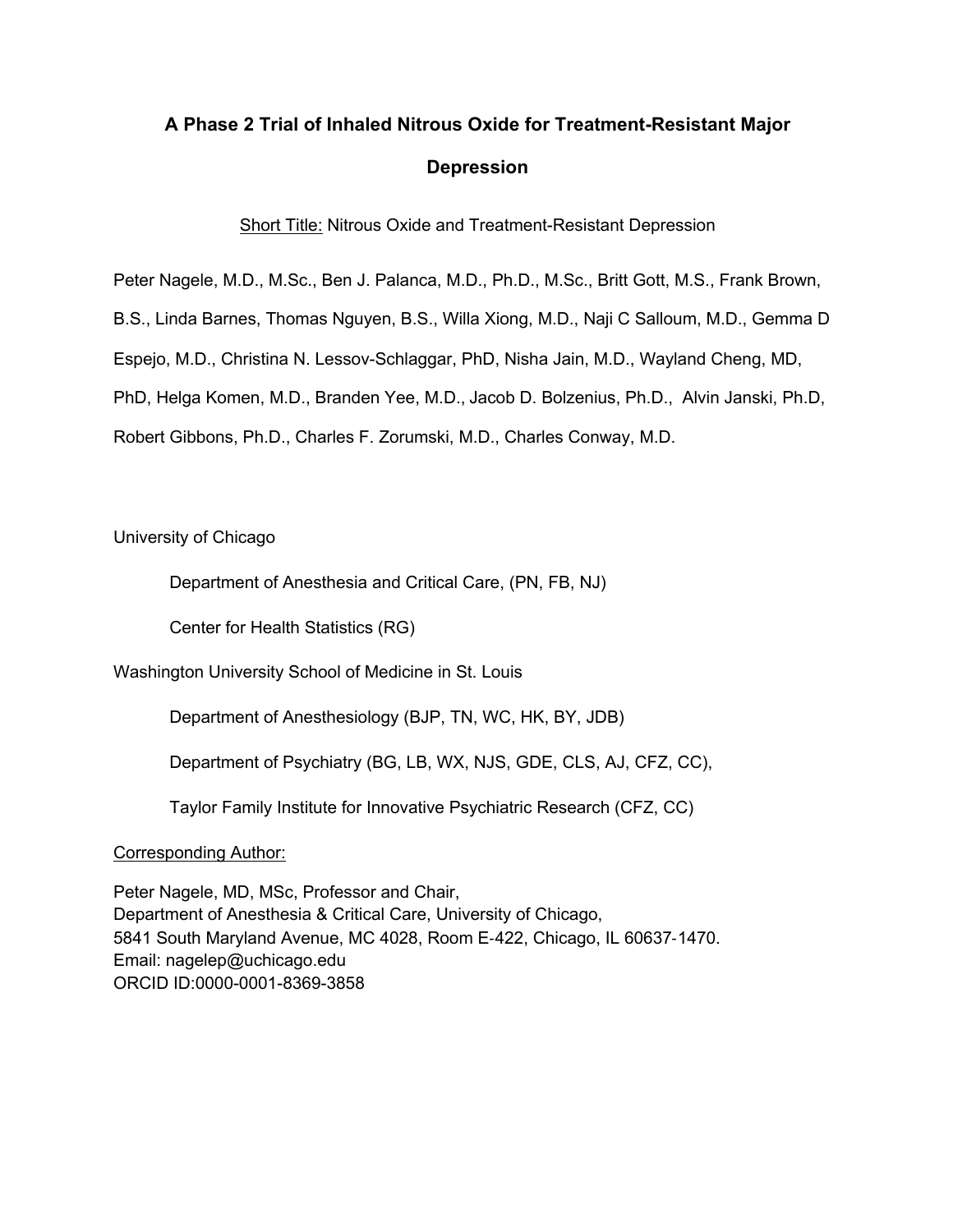# A Phase 2 Trial of Inhaled Nitrous Oxide for Treatment-Resistant Major Depression

Short Title: Nitrous Oxide and Treatment-Resistant Depression

Peter Nagele, M.D., M.Sc., Ben J. Palanca, M.D., Ph.D., M.Sc., Britt Gott, M.S., Frank Brown, B.S., Linda Barnes, Thomas Nguyen, B.S., Willa Xiong, M.D., Naji C Salloum, M.D., Gemma D Espejo, M.D., Christina N. Lessov-Schlaggar, PhD, Nisha Jain, M.D., Wayland Cheng, MD, PhD, Helga Komen, M.D., Branden Yee, M.D., Jacob D. Bolzenius, Ph.D., Alvin Janski, Ph.D, Robert Gibbons, Ph.D., Charles F. Zorumski, M.D., Charles Conway, M.D.

University of Chicago

Department of Anesthesia and Critical Care, (PN, FB, NJ)

Center for Health Statistics (RG)

Washington University School of Medicine in St. Louis

Department of Anesthesiology (BJP, TN, WC, HK, BY, JDB)

Department of Psychiatry (BG, LB, WX, NJS, GDE, CLS, AJ, CFZ, CC),

Taylor Family Institute for Innovative Psychiatric Research (CFZ, CC)

Corresponding Author:

Peter Nagele, MD, MSc, Professor and Chair,
Department of Anesthesia & Critical Care, University of Chicago,
5841 South Maryland Avenue, MC 4028, Room E-422, Chicago, IL 60637-1470.
Email: nagelep@uchicago.edu
ORCID ID:0000-0001-8369-3858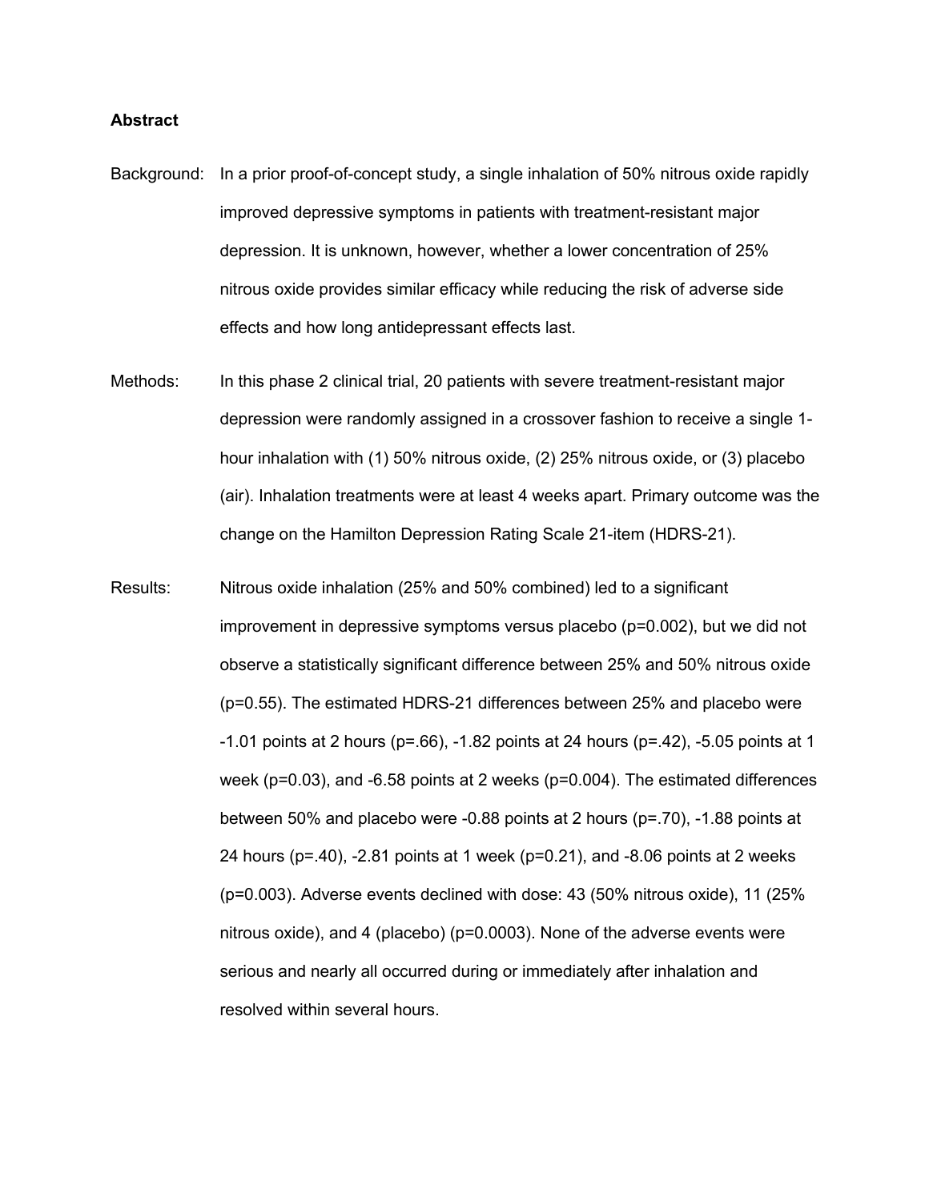**Abstract**

Background: In a prior proof-of-concept study, a single inhalation of 50% nitrous oxide rapidly improved depressive symptoms in patients with treatment-resistant major depression. It is unknown, however, whether a lower concentration of 25% nitrous oxide provides similar efficacy while reducing the risk of adverse side effects and how long antidepressant effects last.

Methods: In this phase 2 clinical trial, 20 patients with severe treatment-resistant major depression were randomly assigned in a crossover fashion to receive a single 1-hour inhalation with (1) 50% nitrous oxide, (2) 25% nitrous oxide, or (3) placebo (air). Inhalation treatments were at least 4 weeks apart. Primary outcome was the change on the Hamilton Depression Rating Scale 21-item (HDRS-21).

Results: Nitrous oxide inhalation (25% and 50% combined) led to a significant improvement in depressive symptoms versus placebo ($p=0.002$), but we did not observe a statistically significant difference between 25% and 50% nitrous oxide ($p=0.55$). The estimated HDRS-21 differences between 25% and placebo were -1.01 points at 2 hours ($p=.66$), -1.82 points at 24 hours ($p=.42$), -5.05 points at 1 week ($p=0.03$), and -6.58 points at 2 weeks ($p=0.004$). The estimated differences between 50% and placebo were -0.88 points at 2 hours ($p=.70$), -1.88 points at 24 hours ($p=.40$), -2.81 points at 1 week ($p=0.21$), and -8.06 points at 2 weeks ($p=0.003$). Adverse events declined with dose: 43 (50% nitrous oxide), 11 (25% nitrous oxide), and 4 (placebo) ($p=0.0003$). None of the adverse events were serious and nearly all occurred during or immediately after inhalation and resolved within several hours.